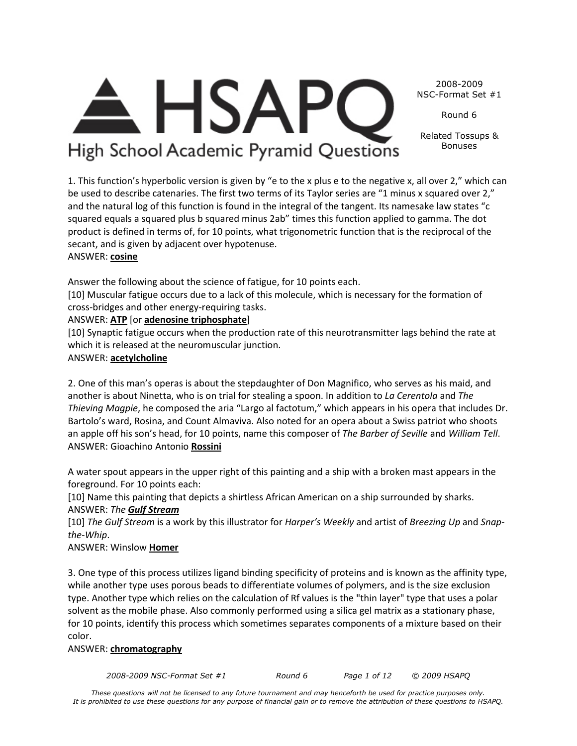# HSAPQ

High School Academic Pyramid Questions

2008-2009 NSC-Format Set #1

Round 6

Related Tossups & Bonuses

1. This function's hyperbolic version is given by "e to the x plus e to the negative x, all over 2," which can be used to describe catenaries. The first two terms of its Taylor series are "1 minus x squared over 2," and the natural log of this function is found in the integral of the tangent. Its namesake law states "c squared equals a squared plus b squared minus 2ab" times this function applied to gamma. The dot product is defined in terms of, for 10 points, what trigonometric function that is the reciprocal of the secant, and is given by adjacent over hypotenuse.
ANSWER: **cosine**

Answer the following about the science of fatigue, for 10 points each.

[10] Muscular fatigue occurs due to a lack of this molecule, which is necessary for the formation of cross-bridges and other energy-requiring tasks.
ANSWER: **ATP** [or **adenosine triphosphate**]

[10] Synaptic fatigue occurs when the production rate of this neurotransmitter lags behind the rate at which it is released at the neuromuscular junction.
ANSWER: **acetylcholine**

2. One of this man's operas is about the stepdaughter of Don Magnifico, who serves as his maid, and another is about Ninetta, who is on trial for stealing a spoon. In addition to *La Cerentola* and *The Thieving Magpie*, he composed the aria "Largo al factotum," which appears in his opera that includes Dr. Bartolo's ward, Rosina, and Count Almaviva. Also noted for an opera about a Swiss patriot who shoots an apple off his son's head, for 10 points, name this composer of *The Barber of Seville* and *William Tell*.
ANSWER: Gioachino Antonio **Rossini**

A water spout appears in the upper right of this painting and a ship with a broken mast appears in the foreground. For 10 points each:

[10] Name this painting that depicts a shirtless African American on a ship surrounded by sharks.
ANSWER: *The **Gulf Stream***

[10] *The Gulf Stream* is a work by this illustrator for *Harper's Weekly* and artist of *Breezing Up* and *Snap-the-Whip*.
ANSWER: Winslow **Homer**

3. One type of this process utilizes ligand binding specificity of proteins and is known as the affinity type, while another type uses porous beads to differentiate volumes of polymers, and is the size exclusion type. Another type which relies on the calculation of Rf values is the "thin layer" type that uses a polar solvent as the mobile phase. Also commonly performed using a silica gel matrix as a stationary phase, for 10 points, identify this process which sometimes separates components of a mixture based on their color.
ANSWER: **chromatography**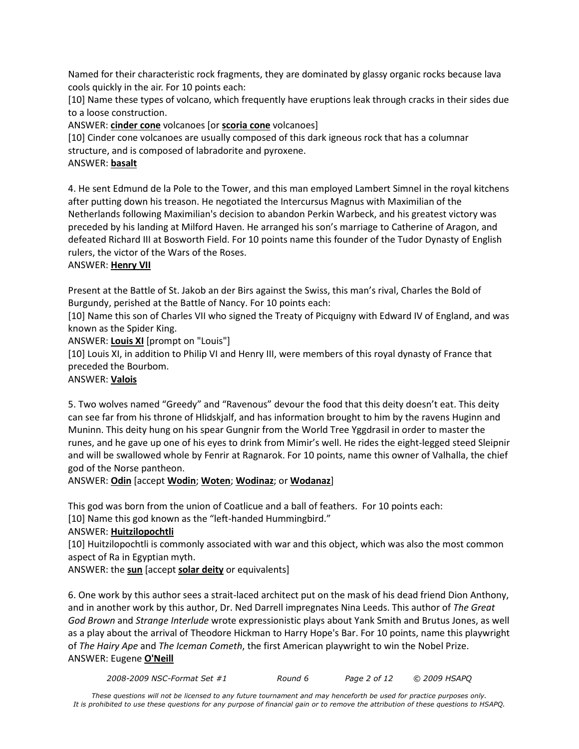Named for their characteristic rock fragments, they are dominated by glassy organic rocks because lava cools quickly in the air. For 10 points each:

[10] Name these types of volcano, which frequently have eruptions leak through cracks in their sides due to a loose construction.

ANSWER: **cinder cone** volcanoes [or **scoria cone** volcanoes]

[10] Cinder cone volcanoes are usually composed of this dark igneous rock that has a columnar structure, and is composed of labradorite and pyroxene.

ANSWER: **basalt**

4. He sent Edmund de la Pole to the Tower, and this man employed Lambert Simnel in the royal kitchens after putting down his treason. He negotiated the Intercursus Magnus with Maximilian of the Netherlands following Maximilian's decision to abandon Perkin Warbeck, and his greatest victory was preceded by his landing at Milford Haven. He arranged his son's marriage to Catherine of Aragon, and defeated Richard III at Bosworth Field. For 10 points name this founder of the Tudor Dynasty of English rulers, the victor of the Wars of the Roses.

ANSWER: **Henry VII**

Present at the Battle of St. Jakob an der Birs against the Swiss, this man's rival, Charles the Bold of Burgundy, perished at the Battle of Nancy. For 10 points each:

[10] Name this son of Charles VII who signed the Treaty of Picquigny with Edward IV of England, and was known as the Spider King.

ANSWER: **Louis XI** [prompt on "Louis"]

[10] Louis XI, in addition to Philip VI and Henry III, were members of this royal dynasty of France that preceded the Bourbom.

ANSWER: **Valois**

5. Two wolves named "Greedy" and "Ravenous" devour the food that this deity doesn't eat. This deity can see far from his throne of Hlidskjalf, and has information brought to him by the ravens Huginn and Muninn. This deity hung on his spear Gungnir from the World Tree Yggdrasil in order to master the runes, and he gave up one of his eyes to drink from Mimir's well. He rides the eight-legged steed Sleipnir and will be swallowed whole by Fenrir at Ragnarok. For 10 points, name this owner of Valhalla, the chief god of the Norse pantheon.

ANSWER: **Odin** [accept **Wodin**; **Woten**; **Wodinaz**; or **Wodanaz**]

This god was born from the union of Coatlicue and a ball of feathers. For 10 points each:

[10] Name this god known as the "left-handed Hummingbird."

ANSWER: **Huitzilopochtli**

[10] Huitzilopochtli is commonly associated with war and this object, which was also the most common aspect of Ra in Egyptian myth.

ANSWER: the **sun** [accept **solar deity** or equivalents]

6. One work by this author sees a strait-laced architect put on the mask of his dead friend Dion Anthony, and in another work by this author, Dr. Ned Darrell impregnates Nina Leeds. This author of *The Great God Brown* and *Strange Interlude* wrote expressionistic plays about Yank Smith and Brutus Jones, as well as a play about the arrival of Theodore Hickman to Harry Hope's Bar. For 10 points, name this playwright of *The Hairy Ape* and *The Iceman Cometh*, the first American playwright to win the Nobel Prize.

ANSWER: Eugene **O'Neill**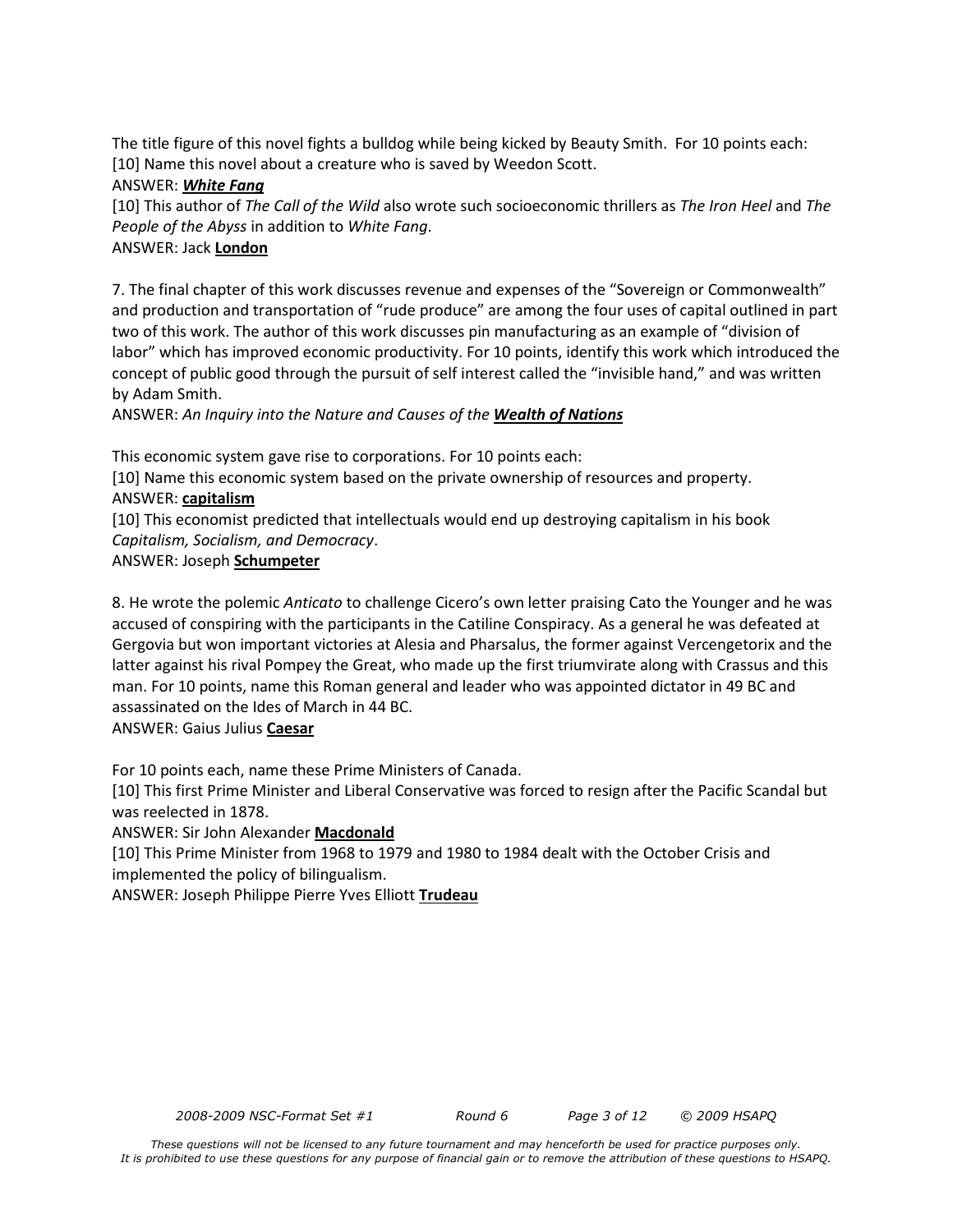The title figure of this novel fights a bulldog while being kicked by Beauty Smith. For 10 points each:

[10] Name this novel about a creature who is saved by Weedon Scott.

ANSWER: ***White Fang***

[10] This author of *The Call of the Wild* also wrote such socioeconomic thrillers as *The Iron Heel* and *The People of the Abyss* in addition to *White Fang*.

ANSWER: Jack **London**

7. The final chapter of this work discusses revenue and expenses of the "Sovereign or Commonwealth" and production and transportation of "rude produce" are among the four uses of capital outlined in part two of this work. The author of this work discusses pin manufacturing as an example of "division of labor" which has improved economic productivity. For 10 points, identify this work which introduced the concept of public good through the pursuit of self interest called the "invisible hand," and was written by Adam Smith.

ANSWER: *An Inquiry into the Nature and Causes of the* ***Wealth of Nations***

This economic system gave rise to corporations. For 10 points each:

[10] Name this economic system based on the private ownership of resources and property.

ANSWER: **capitalism**

[10] This economist predicted that intellectuals would end up destroying capitalism in his book *Capitalism, Socialism, and Democracy*.

ANSWER: Joseph **Schumpeter**

8. He wrote the polemic *Anticato* to challenge Cicero's own letter praising Cato the Younger and he was accused of conspiring with the participants in the Catiline Conspiracy. As a general he was defeated at Gergovia but won important victories at Alesia and Pharsalus, the former against Vercengetorix and the latter against his rival Pompey the Great, who made up the first triumvirate along with Crassus and this man. For 10 points, name this Roman general and leader who was appointed dictator in 49 BC and assassinated on the Ides of March in 44 BC.

ANSWER: Gaius Julius **Caesar**

For 10 points each, name these Prime Ministers of Canada.

[10] This first Prime Minister and Liberal Conservative was forced to resign after the Pacific Scandal but was reelected in 1878.

ANSWER: Sir John Alexander **Macdonald**

[10] This Prime Minister from 1968 to 1979 and 1980 to 1984 dealt with the October Crisis and implemented the policy of bilingualism.

ANSWER: Joseph Philippe Pierre Yves Elliott **Trudeau**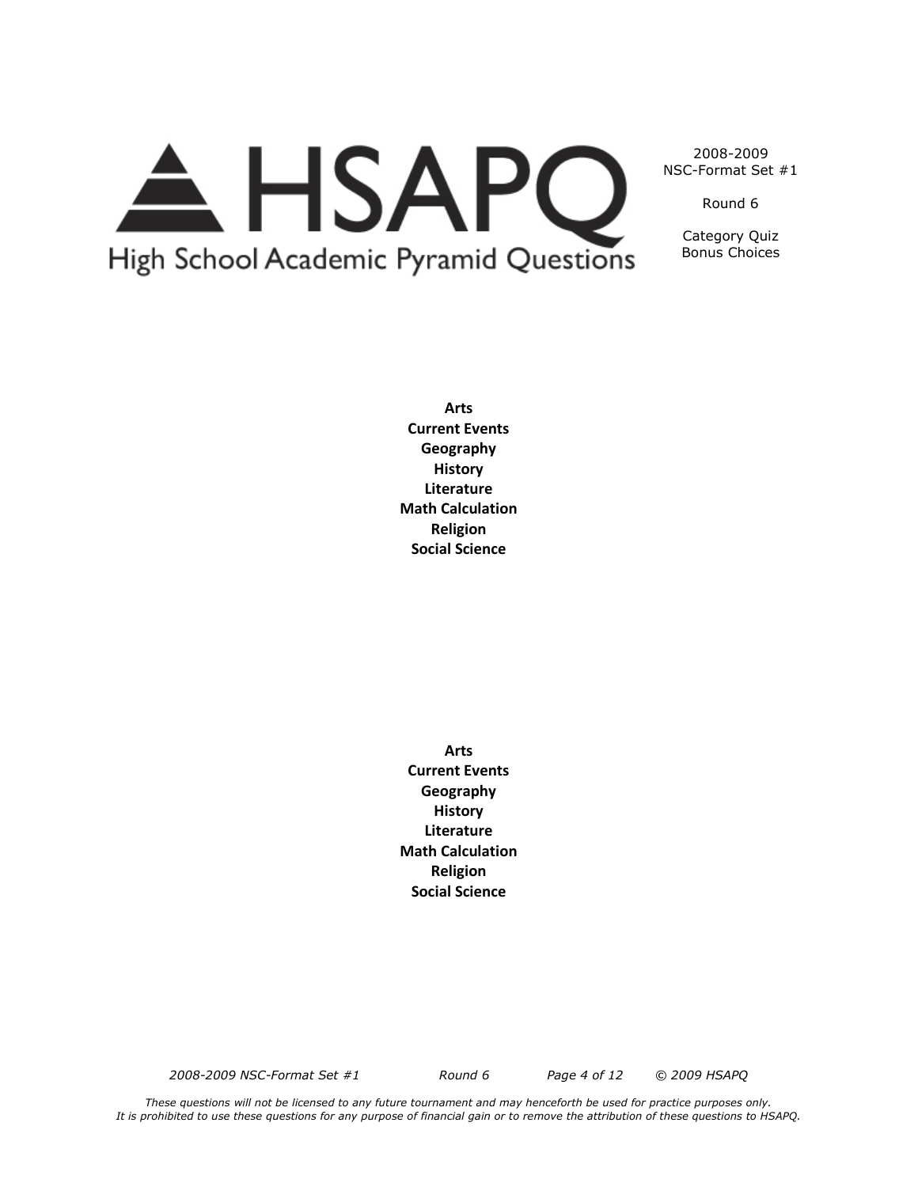**Arts**
**Current Events**
**Geography**
**History**
**Literature**
**Math Calculation**
**Religion**
**Social Science**

**Arts**
**Current Events**
**Geography**
**History**
**Literature**
**Math Calculation**
**Religion**
**Social Science**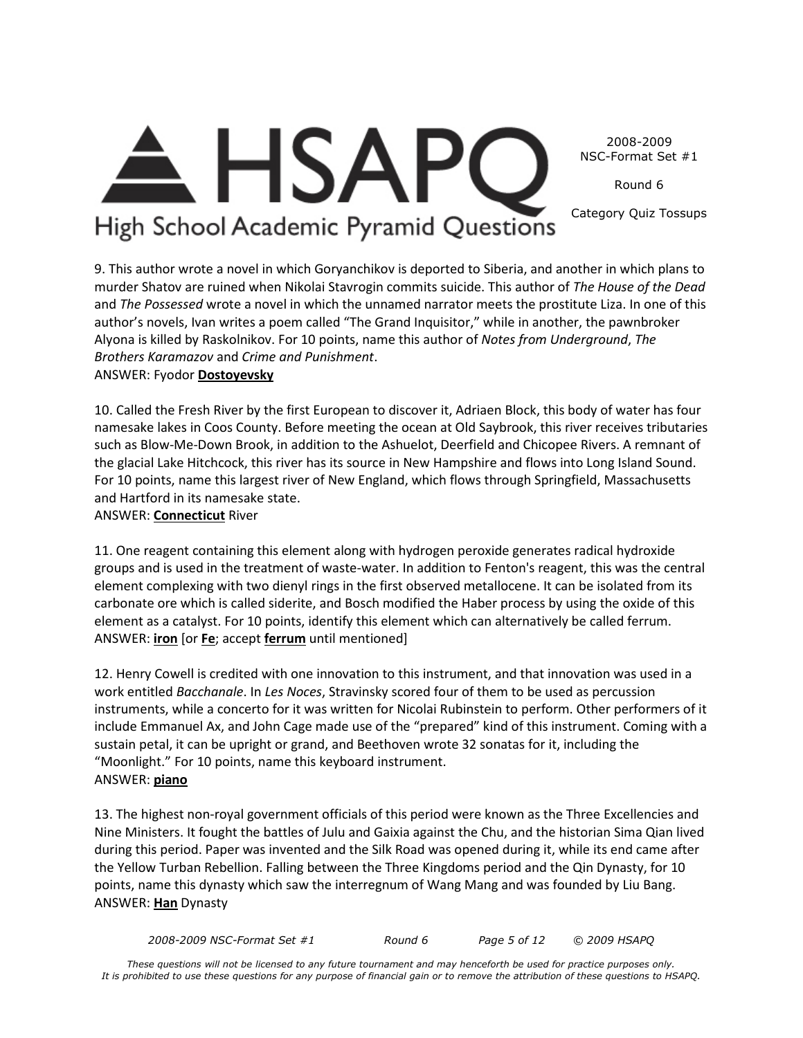9. This author wrote a novel in which Goryanchikov is deported to Siberia, and another in which plans to murder Shatov are ruined when Nikolai Stavrogin commits suicide. This author of *The House of the Dead* and *The Possessed* wrote a novel in which the unnamed narrator meets the prostitute Liza. In one of this author's novels, Ivan writes a poem called "The Grand Inquisitor," while in another, the pawnbroker Alyona is killed by Raskolnikov. For 10 points, name this author of *Notes from Underground*, *The Brothers Karamazov* and *Crime and Punishment*.
ANSWER: Fyodor **Dostoyevsky**

10. Called the Fresh River by the first European to discover it, Adriaen Block, this body of water has four namesake lakes in Coos County. Before meeting the ocean at Old Saybrook, this river receives tributaries such as Blow-Me-Down Brook, in addition to the Ashuelot, Deerfield and Chicopee Rivers. A remnant of the glacial Lake Hitchcock, this river has its source in New Hampshire and flows into Long Island Sound. For 10 points, name this largest river of New England, which flows through Springfield, Massachusetts and Hartford in its namesake state.
ANSWER: **Connecticut** River

11. One reagent containing this element along with hydrogen peroxide generates radical hydroxide groups and is used in the treatment of waste-water. In addition to Fenton's reagent, this was the central element complexing with two dienyl rings in the first observed metallocene. It can be isolated from its carbonate ore which is called siderite, and Bosch modified the Haber process by using the oxide of this element as a catalyst. For 10 points, identify this element which can alternatively be called ferrum.
ANSWER: **iron** [or **Fe**; accept **ferrum** until mentioned]

12. Henry Cowell is credited with one innovation to this instrument, and that innovation was used in a work entitled *Bacchanale*. In *Les Noces*, Stravinsky scored four of them to be used as percussion instruments, while a concerto for it was written for Nicolai Rubinstein to perform. Other performers of it include Emmanuel Ax, and John Cage made use of the "prepared" kind of this instrument. Coming with a sustain petal, it can be upright or grand, and Beethoven wrote 32 sonatas for it, including the "Moonlight." For 10 points, name this keyboard instrument.
ANSWER: **piano**

13. The highest non-royal government officials of this period were known as the Three Excellencies and Nine Ministers. It fought the battles of Julu and Gaixia against the Chu, and the historian Sima Qian lived during this period. Paper was invented and the Silk Road was opened during it, while its end came after the Yellow Turban Rebellion. Falling between the Three Kingdoms period and the Qin Dynasty, for 10 points, name this dynasty which saw the interregnum of Wang Mang and was founded by Liu Bang.
ANSWER: **Han** Dynasty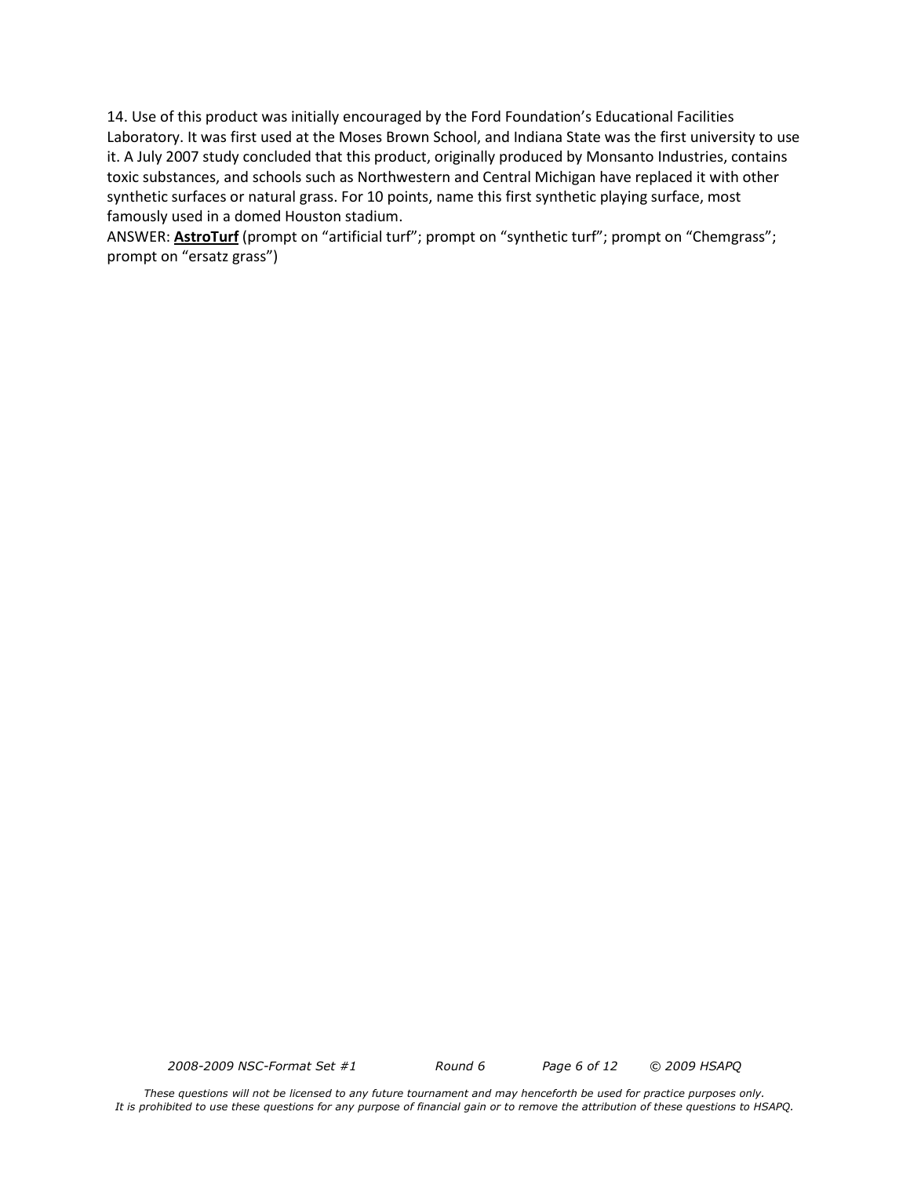14. Use of this product was initially encouraged by the Ford Foundation's Educational Facilities Laboratory. It was first used at the Moses Brown School, and Indiana State was the first university to use it. A July 2007 study concluded that this product, originally produced by Monsanto Industries, contains toxic substances, and schools such as Northwestern and Central Michigan have replaced it with other synthetic surfaces or natural grass. For 10 points, name this first synthetic playing surface, most famously used in a domed Houston stadium.

ANSWER: **AstroTurf** (prompt on "artificial turf"; prompt on "synthetic turf"; prompt on "Chemgrass"; prompt on "ersatz grass")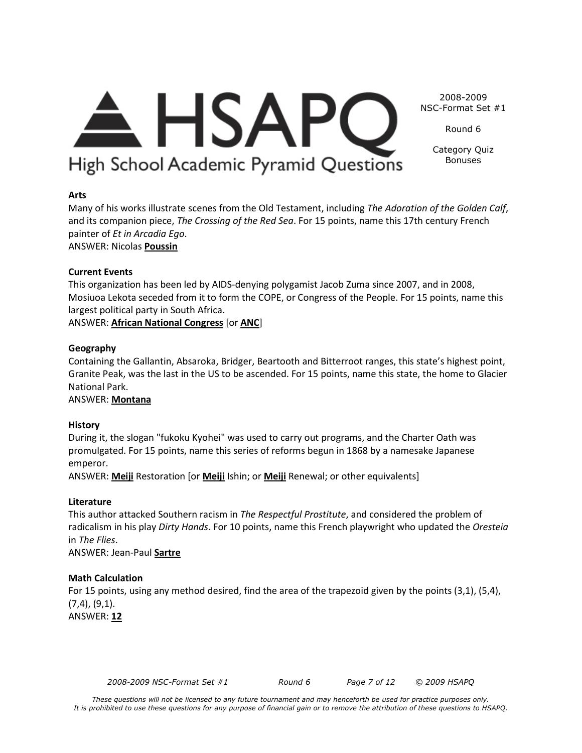# HSAPQ

High School Academic Pyramid Questions

2008-2009 NSC-Format Set #1

Round 6

Category Quiz Bonuses

**Arts**

Many of his works illustrate scenes from the Old Testament, including *The Adoration of the Golden Calf*, and its companion piece, *The Crossing of the Red Sea*. For 15 points, name this 17th century French painter of *Et in Arcadia Ego*.

ANSWER: Nicolas **Poussin**

**Current Events**

This organization has been led by AIDS-denying polygamist Jacob Zuma since 2007, and in 2008, Mosiuoa Lekota seceded from it to form the COPE, or Congress of the People. For 15 points, name this largest political party in South Africa.

ANSWER: **African National Congress** [or **ANC**]

**Geography**

Containing the Gallantin, Absaroka, Bridger, Beartooth and Bitterroot ranges, this state's highest point, Granite Peak, was the last in the US to be ascended. For 15 points, name this state, the home to Glacier National Park.

ANSWER: **Montana**

**History**

During it, the slogan "fukoku Kyohei" was used to carry out programs, and the Charter Oath was promulgated. For 15 points, name this series of reforms begun in 1868 by a namesake Japanese emperor.

ANSWER: **Meiji** Restoration [or **Meiji** Ishin; or **Meiji** Renewal; or other equivalents]

**Literature**

This author attacked Southern racism in *The Respectful Prostitute*, and considered the problem of radicalism in his play *Dirty Hands*. For 10 points, name this French playwright who updated the *Oresteia* in *The Flies*.

ANSWER: Jean-Paul **Sartre**

**Math Calculation**

For 15 points, using any method desired, find the area of the trapezoid given by the points (3,1), (5,4), (7,4), (9,1).

ANSWER: **12**

*These questions will not be licensed to any future tournament and may henceforth be used for practice purposes only. It is prohibited to use these questions for any purpose of financial gain or to remove the attribution of these questions to HSAPQ.*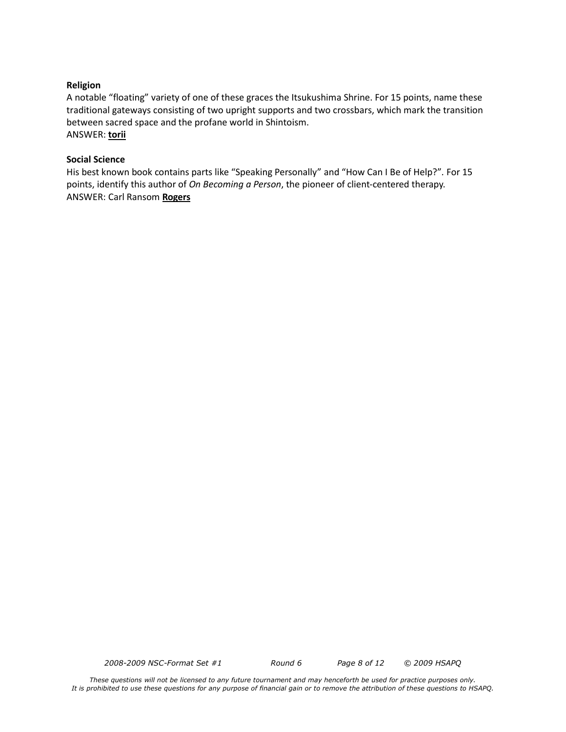**Religion**

A notable “floating” variety of one of these graces the Itsukushima Shrine. For 15 points, name these traditional gateways consisting of two upright supports and two crossbars, which mark the transition between sacred space and the profane world in Shintoism.

ANSWER: **torii**

**Social Science**

His best known book contains parts like “Speaking Personally” and “How Can I Be of Help?”. For 15 points, identify this author of *On Becoming a Person*, the pioneer of client-centered therapy.

ANSWER: Carl Ransom **Rogers**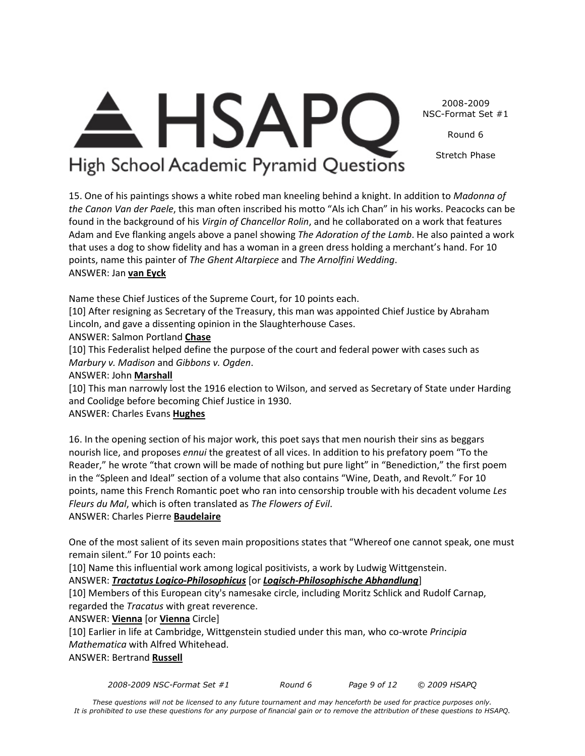15. One of his paintings shows a white robed man kneeling behind a knight. In addition to *Madonna of the Canon Van der Paele*, this man often inscribed his motto "Als ich Chan" in his works. Peacocks can be found in the background of his *Virgin of Chancellor Rolin*, and he collaborated on a work that features Adam and Eve flanking angels above a panel showing *The Adoration of the Lamb*. He also painted a work that uses a dog to show fidelity and has a woman in a green dress holding a merchant's hand. For 10 points, name this painter of *The Ghent Altarpiece* and *The Arnolfini Wedding*.
ANSWER: Jan **van Eyck**

Name these Chief Justices of the Supreme Court, for 10 points each.
[10] After resigning as Secretary of the Treasury, this man was appointed Chief Justice by Abraham Lincoln, and gave a dissenting opinion in the Slaughterhouse Cases.
ANSWER: Salmon Portland **Chase**
[10] This Federalist helped define the purpose of the court and federal power with cases such as *Marbury v. Madison* and *Gibbons v. Ogden*.
ANSWER: John **Marshall**
[10] This man narrowly lost the 1916 election to Wilson, and served as Secretary of State under Harding and Coolidge before becoming Chief Justice in 1930.
ANSWER: Charles Evans **Hughes**

16. In the opening section of his major work, this poet says that men nourish their sins as beggars nourish lice, and proposes *ennui* the greatest of all vices. In addition to his prefatory poem "To the Reader," he wrote "that crown will be made of nothing but pure light" in "Benediction," the first poem in the "Spleen and Ideal" section of a volume that also contains "Wine, Death, and Revolt." For 10 points, name this French Romantic poet who ran into censorship trouble with his decadent volume *Les Fleurs du Mal*, which is often translated as *The Flowers of Evil*.
ANSWER: Charles Pierre **Baudelaire**

One of the most salient of its seven main propositions states that "Whereof one cannot speak, one must remain silent." For 10 points each:
[10] Name this influential work among logical positivists, a work by Ludwig Wittgenstein.
ANSWER: ***Tractatus Logico-Philosophicus*** [or ***Logisch-Philosophische Abhandlung***]
[10] Members of this European city's namesake circle, including Moritz Schlick and Rudolf Carnap, regarded the *Tracatus* with great reverence.
ANSWER: **Vienna** [or **Vienna** Circle]
[10] Earlier in life at Cambridge, Wittgenstein studied under this man, who co-wrote *Principia Mathematica* with Alfred Whitehead.
ANSWER: Bertrand **Russell**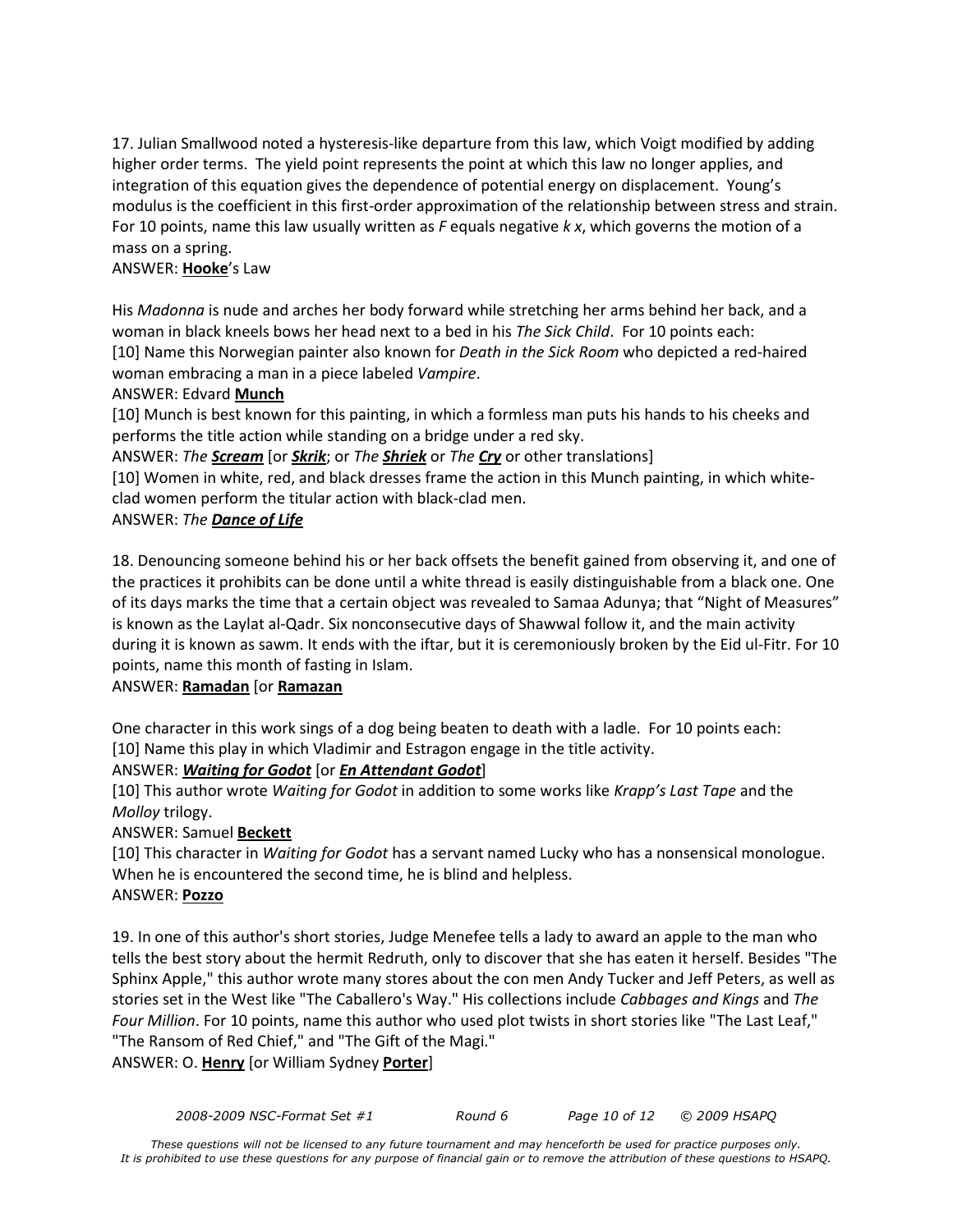17. Julian Smallwood noted a hysteresis-like departure from this law, which Voigt modified by adding higher order terms. The yield point represents the point at which this law no longer applies, and integration of this equation gives the dependence of potential energy on displacement. Young's modulus is the coefficient in this first-order approximation of the relationship between stress and strain. For 10 points, name this law usually written as *F* equals negative *k x*, which governs the motion of a mass on a spring.

ANSWER: **Hooke**'s Law

His *Madonna* is nude and arches her body forward while stretching her arms behind her back, and a woman in black kneels bows her head next to a bed in his *The Sick Child*. For 10 points each:

[10] Name this Norwegian painter also known for *Death in the Sick Room* who depicted a red-haired woman embracing a man in a piece labeled *Vampire*.

ANSWER: Edvard **Munch**

[10] Munch is best known for this painting, in which a formless man puts his hands to his cheeks and performs the title action while standing on a bridge under a red sky.

ANSWER: *The **Scream*** [or ***Skrik***; or *The **Shriek*** or *The **Cry*** or other translations]

[10] Women in white, red, and black dresses frame the action in this Munch painting, in which white-clad women perform the titular action with black-clad men.

ANSWER: *The **Dance of Life***

18. Denouncing someone behind his or her back offsets the benefit gained from observing it, and one of the practices it prohibits can be done until a white thread is easily distinguishable from a black one. One of its days marks the time that a certain object was revealed to Samaa Adunya; that "Night of Measures" is known as the Laylat al-Qadr. Six nonconsecutive days of Shawwal follow it, and the main activity during it is known as sawm. It ends with the iftar, but it is ceremoniously broken by the Eid ul-Fitr. For 10 points, name this month of fasting in Islam.

ANSWER: **Ramadan** [or **Ramazan**

One character in this work sings of a dog being beaten to death with a ladle. For 10 points each:

[10] Name this play in which Vladimir and Estragon engage in the title activity.

ANSWER: ***Waiting for Godot*** [or ***En Attendant Godot***]

[10] This author wrote *Waiting for Godot* in addition to some works like *Krapp's Last Tape* and the *Molloy* trilogy.

ANSWER: Samuel **Beckett**

[10] This character in *Waiting for Godot* has a servant named Lucky who has a nonsensical monologue. When he is encountered the second time, he is blind and helpless.

ANSWER: **Pozzo**

19. In one of this author's short stories, Judge Menefee tells a lady to award an apple to the man who tells the best story about the hermit Redruth, only to discover that she has eaten it herself. Besides "The Sphinx Apple," this author wrote many stores about the con men Andy Tucker and Jeff Peters, as well as stories set in the West like "The Caballero's Way." His collections include *Cabbages and Kings* and *The Four Million*. For 10 points, name this author who used plot twists in short stories like "The Last Leaf," "The Ransom of Red Chief," and "The Gift of the Magi."

ANSWER: O. **Henry** [or William Sydney **Porter**]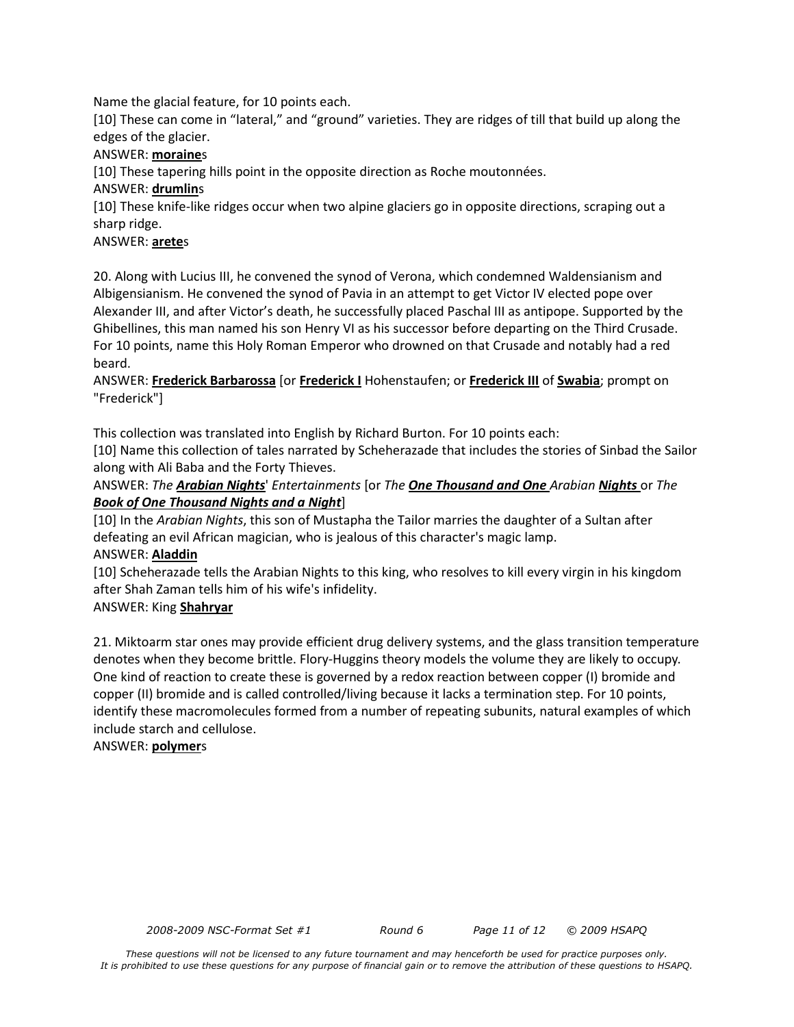Name the glacial feature, for 10 points each.

[10] These can come in "lateral," and "ground" varieties. They are ridges of till that build up along the edges of the glacier.

ANSWER: **<u>moraine</u>**s

[10] These tapering hills point in the opposite direction as Roche moutonnées.

ANSWER: **<u>drumlin</u>**s

[10] These knife-like ridges occur when two alpine glaciers go in opposite directions, scraping out a sharp ridge.

ANSWER: **<u>arete</u>**s

20. Along with Lucius III, he convened the synod of Verona, which condemned Waldensianism and Albigensianism. He convened the synod of Pavia in an attempt to get Victor IV elected pope over Alexander III, and after Victor's death, he successfully placed Paschal III as antipope. Supported by the Ghibellines, this man named his son Henry VI as his successor before departing on the Third Crusade. For 10 points, name this Holy Roman Emperor who drowned on that Crusade and notably had a red beard.

ANSWER: **<u>Frederick Barbarossa</u>** [or **<u>Frederick I</u>** Hohenstaufen; or **<u>Frederick III</u>** of **<u>Swabia</u>**; prompt on "Frederick"]

This collection was translated into English by Richard Burton. For 10 points each:

[10] Name this collection of tales narrated by Scheherazade that includes the stories of Sinbad the Sailor along with Ali Baba and the Forty Thieves.

ANSWER: *The **<u>Arabian Nights</u>**' Entertainments* [or *The **<u>One Thousand and One</u>** Arabian **<u>Nights</u>*** or *The **<u>Book of One Thousand Nights and a Night</u>***]

[10] In the *Arabian Nights*, this son of Mustapha the Tailor marries the daughter of a Sultan after defeating an evil African magician, who is jealous of this character's magic lamp.

ANSWER: **<u>Aladdin</u>**

[10] Scheherazade tells the Arabian Nights to this king, who resolves to kill every virgin in his kingdom after Shah Zaman tells him of his wife's infidelity.

ANSWER: King **<u>Shahryar</u>**

21. Miktoarm star ones may provide efficient drug delivery systems, and the glass transition temperature denotes when they become brittle. Flory-Huggins theory models the volume they are likely to occupy. One kind of reaction to create these is governed by a redox reaction between copper (I) bromide and copper (II) bromide and is called controlled/living because it lacks a termination step. For 10 points, identify these macromolecules formed from a number of repeating subunits, natural examples of which include starch and cellulose.

ANSWER: **<u>polymer</u>**s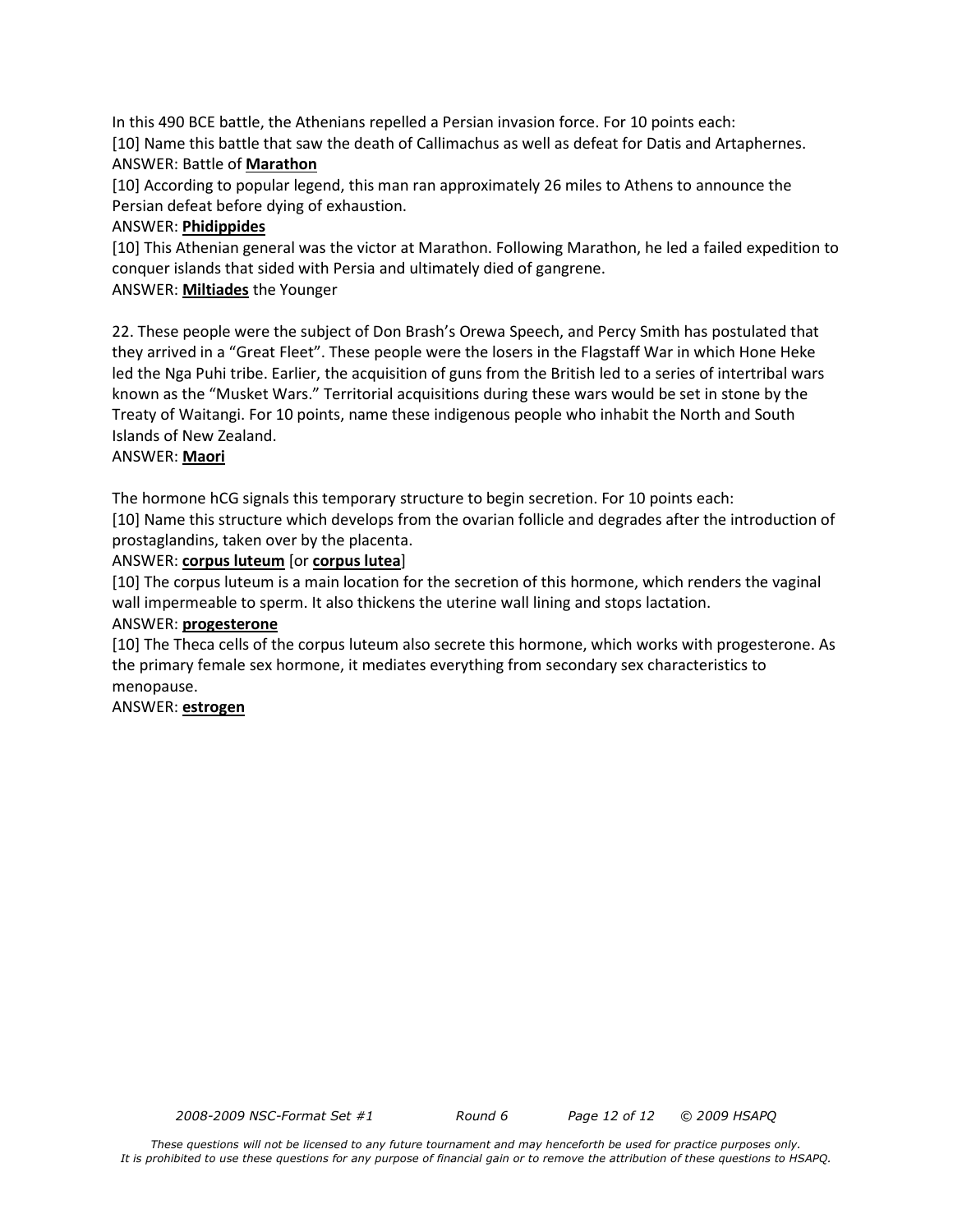In this 490 BCE battle, the Athenians repelled a Persian invasion force. For 10 points each:

[10] Name this battle that saw the death of Callimachus as well as defeat for Datis and Artaphernes.

ANSWER: Battle of **Marathon**

[10] According to popular legend, this man ran approximately 26 miles to Athens to announce the Persian defeat before dying of exhaustion.

ANSWER: **Phidippides**

[10] This Athenian general was the victor at Marathon. Following Marathon, he led a failed expedition to conquer islands that sided with Persia and ultimately died of gangrene.

ANSWER: **Miltiades** the Younger

22. These people were the subject of Don Brash's Orewa Speech, and Percy Smith has postulated that they arrived in a "Great Fleet". These people were the losers in the Flagstaff War in which Hone Heke led the Nga Puhi tribe. Earlier, the acquisition of guns from the British led to a series of intertribal wars known as the "Musket Wars." Territorial acquisitions during these wars would be set in stone by the Treaty of Waitangi. For 10 points, name these indigenous people who inhabit the North and South Islands of New Zealand.

ANSWER: **Maori**

The hormone hCG signals this temporary structure to begin secretion. For 10 points each:

[10] Name this structure which develops from the ovarian follicle and degrades after the introduction of prostaglandins, taken over by the placenta.

ANSWER: **corpus luteum** [or **corpus lutea**]

[10] The corpus luteum is a main location for the secretion of this hormone, which renders the vaginal wall impermeable to sperm. It also thickens the uterine wall lining and stops lactation.

ANSWER: **progesterone**

[10] The Theca cells of the corpus luteum also secrete this hormone, which works with progesterone. As the primary female sex hormone, it mediates everything from secondary sex characteristics to menopause.

ANSWER: **estrogen**

*These questions will not be licensed to any future tournament and may henceforth be used for practice purposes only. It is prohibited to use these questions for any purpose of financial gain or to remove the attribution of these questions to HSAPQ.*